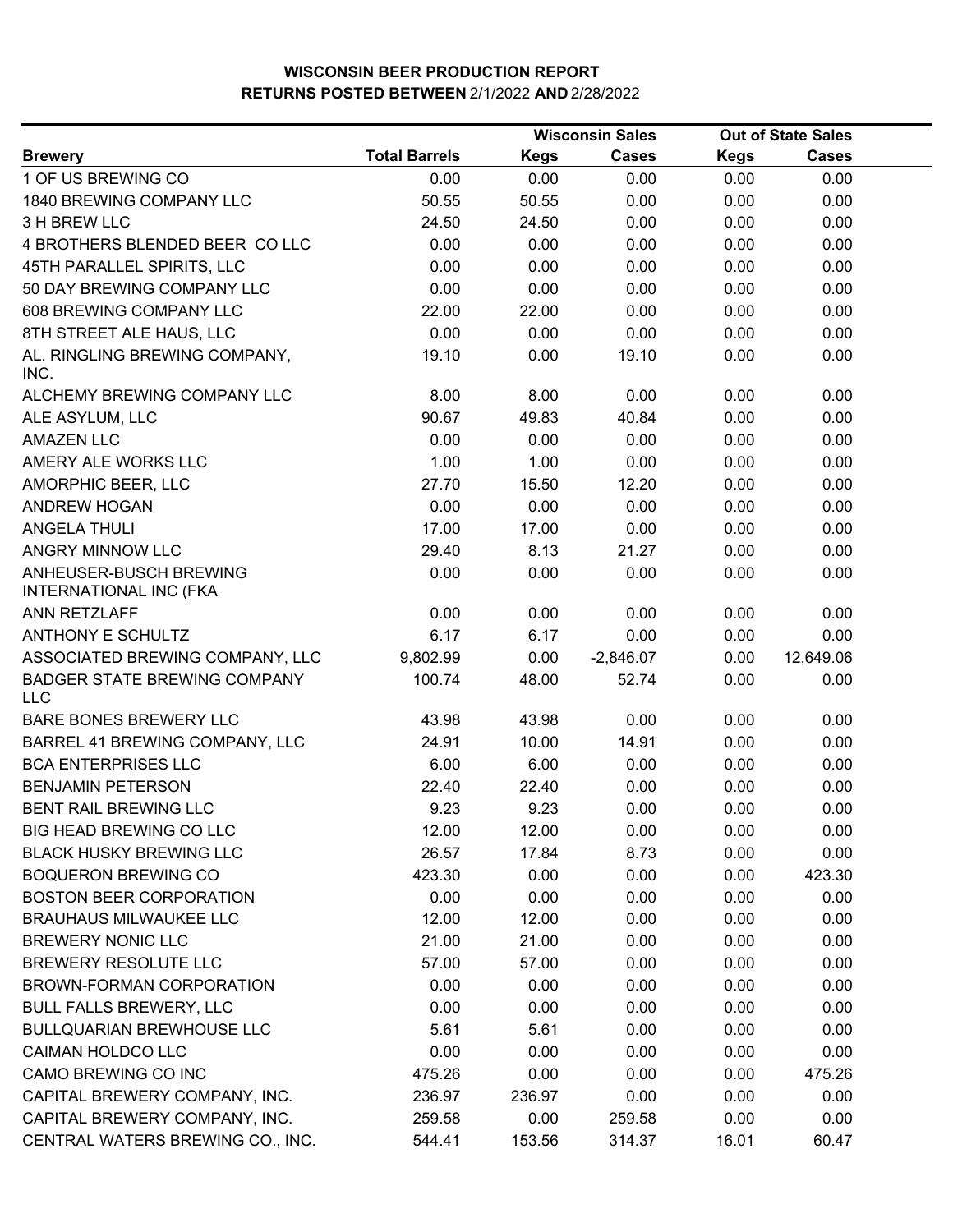# WISCONSIN BEER PRODUCTION REPORT
## RETURNS POSTED BETWEEN 2/1/2022 AND 2/28/2022

| Brewery | Total Barrels | Wisconsin Sales | | Out of State Sales | |
|---|---|---|---|---|---|
| | | Kegs | Cases | Kegs | Cases |
| 1 OF US BREWING CO | 0.00 | 0.00 | 0.00 | 0.00 | 0.00 |
| 1840 BREWING COMPANY LLC | 50.55 | 50.55 | 0.00 | 0.00 | 0.00 |
| 3 H BREW LLC | 24.50 | 24.50 | 0.00 | 0.00 | 0.00 |
| 4 BROTHERS BLENDED BEER CO LLC | 0.00 | 0.00 | 0.00 | 0.00 | 0.00 |
| 45TH PARALLEL SPIRITS, LLC | 0.00 | 0.00 | 0.00 | 0.00 | 0.00 |
| 50 DAY BREWING COMPANY LLC | 0.00 | 0.00 | 0.00 | 0.00 | 0.00 |
| 608 BREWING COMPANY LLC | 22.00 | 22.00 | 0.00 | 0.00 | 0.00 |
| 8TH STREET ALE HAUS, LLC | 0.00 | 0.00 | 0.00 | 0.00 | 0.00 |
| AL. RINGLING BREWING COMPANY, INC. | 19.10 | 0.00 | 19.10 | 0.00 | 0.00 |
| ALCHEMY BREWING COMPANY LLC | 8.00 | 8.00 | 0.00 | 0.00 | 0.00 |
| ALE ASYLUM, LLC | 90.67 | 49.83 | 40.84 | 0.00 | 0.00 |
| AMAZEN LLC | 0.00 | 0.00 | 0.00 | 0.00 | 0.00 |
| AMERY ALE WORKS LLC | 1.00 | 1.00 | 0.00 | 0.00 | 0.00 |
| AMORPHIC BEER, LLC | 27.70 | 15.50 | 12.20 | 0.00 | 0.00 |
| ANDREW HOGAN | 0.00 | 0.00 | 0.00 | 0.00 | 0.00 |
| ANGELA THULI | 17.00 | 17.00 | 0.00 | 0.00 | 0.00 |
| ANGRY MINNOW LLC | 29.40 | 8.13 | 21.27 | 0.00 | 0.00 |
| ANHEUSER-BUSCH BREWING INTERNATIONAL INC (FKA | 0.00 | 0.00 | 0.00 | 0.00 | 0.00 |
| ANN RETZLAFF | 0.00 | 0.00 | 0.00 | 0.00 | 0.00 |
| ANTHONY E SCHULTZ | 6.17 | 6.17 | 0.00 | 0.00 | 0.00 |
| ASSOCIATED BREWING COMPANY, LLC | 9,802.99 | 0.00 | -2,846.07 | 0.00 | 12,649.06 |
| BADGER STATE BREWING COMPANY LLC | 100.74 | 48.00 | 52.74 | 0.00 | 0.00 |
| BARE BONES BREWERY LLC | 43.98 | 43.98 | 0.00 | 0.00 | 0.00 |
| BARREL 41 BREWING COMPANY, LLC | 24.91 | 10.00 | 14.91 | 0.00 | 0.00 |
| BCA ENTERPRISES LLC | 6.00 | 6.00 | 0.00 | 0.00 | 0.00 |
| BENJAMIN PETERSON | 22.40 | 22.40 | 0.00 | 0.00 | 0.00 |
| BENT RAIL BREWING LLC | 9.23 | 9.23 | 0.00 | 0.00 | 0.00 |
| BIG HEAD BREWING CO LLC | 12.00 | 12.00 | 0.00 | 0.00 | 0.00 |
| BLACK HUSKY BREWING LLC | 26.57 | 17.84 | 8.73 | 0.00 | 0.00 |
| BOQUERON BREWING CO | 423.30 | 0.00 | 0.00 | 0.00 | 423.30 |
| BOSTON BEER CORPORATION | 0.00 | 0.00 | 0.00 | 0.00 | 0.00 |
| BRAUHAUS MILWAUKEE LLC | 12.00 | 12.00 | 0.00 | 0.00 | 0.00 |
| BREWERY NONIC LLC | 21.00 | 21.00 | 0.00 | 0.00 | 0.00 |
| BREWERY RESOLUTE LLC | 57.00 | 57.00 | 0.00 | 0.00 | 0.00 |
| BROWN-FORMAN CORPORATION | 0.00 | 0.00 | 0.00 | 0.00 | 0.00 |
| BULL FALLS BREWERY, LLC | 0.00 | 0.00 | 0.00 | 0.00 | 0.00 |
| BULLQUARIAN BREWHOUSE LLC | 5.61 | 5.61 | 0.00 | 0.00 | 0.00 |
| CAIMAN HOLDCO LLC | 0.00 | 0.00 | 0.00 | 0.00 | 0.00 |
| CAMO BREWING CO INC | 475.26 | 0.00 | 0.00 | 0.00 | 475.26 |
| CAPITAL BREWERY COMPANY, INC. | 236.97 | 236.97 | 0.00 | 0.00 | 0.00 |
| CAPITAL BREWERY COMPANY, INC. | 259.58 | 0.00 | 259.58 | 0.00 | 0.00 |
| CENTRAL WATERS BREWING CO., INC. | 544.41 | 153.56 | 314.37 | 16.01 | 60.47 |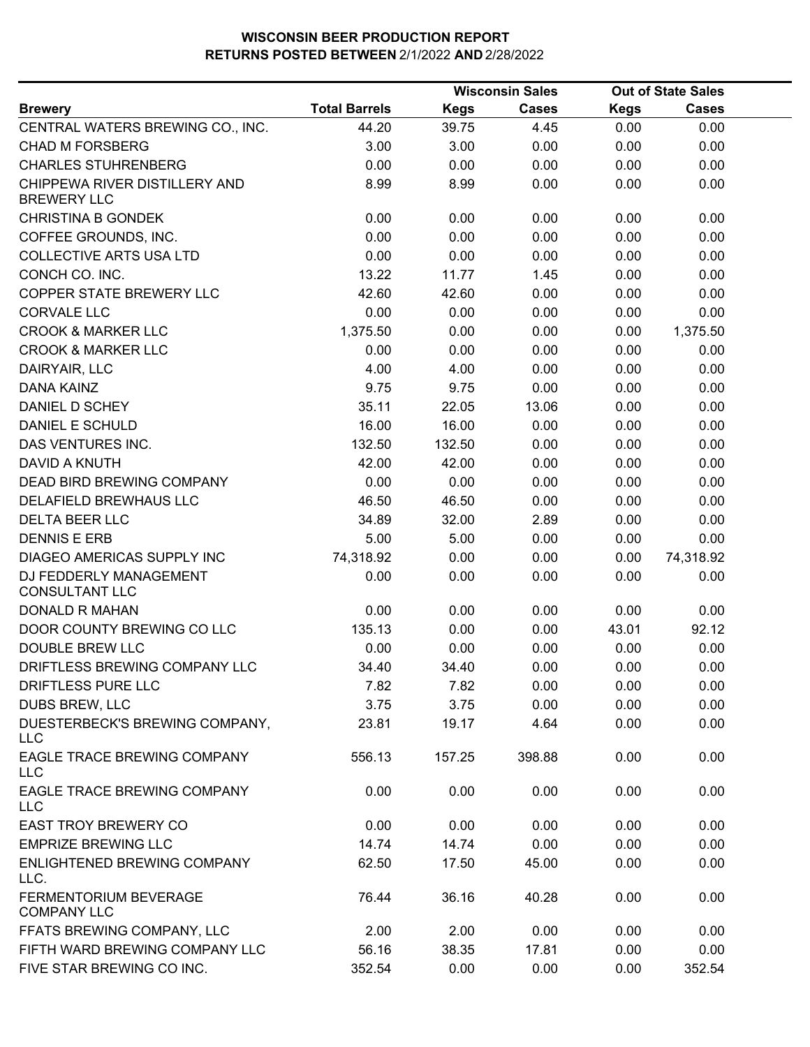# WISCONSIN BEER PRODUCTION REPORT
## RETURNS POSTED BETWEEN 2/1/2022 AND 2/28/2022

| | | Wisconsin Sales | | Out of State Sales | |
|---|---|---|---|---|---|
| **Brewery** | **Total Barrels** | **Kegs** | **Cases** | **Kegs** | **Cases** |
| CENTRAL WATERS BREWING CO., INC. | 44.20 | 39.75 | 4.45 | 0.00 | 0.00 |
| CHAD M FORSBERG | 3.00 | 3.00 | 0.00 | 0.00 | 0.00 |
| CHARLES STUHRENBERG | 0.00 | 0.00 | 0.00 | 0.00 | 0.00 |
| CHIPPEWA RIVER DISTILLERY AND BREWERY LLC | 8.99 | 8.99 | 0.00 | 0.00 | 0.00 |
| CHRISTINA B GONDEK | 0.00 | 0.00 | 0.00 | 0.00 | 0.00 |
| COFFEE GROUNDS, INC. | 0.00 | 0.00 | 0.00 | 0.00 | 0.00 |
| COLLECTIVE ARTS USA LTD | 0.00 | 0.00 | 0.00 | 0.00 | 0.00 |
| CONCH CO. INC. | 13.22 | 11.77 | 1.45 | 0.00 | 0.00 |
| COPPER STATE BREWERY LLC | 42.60 | 42.60 | 0.00 | 0.00 | 0.00 |
| CORVALE LLC | 0.00 | 0.00 | 0.00 | 0.00 | 0.00 |
| CROOK & MARKER LLC | 1,375.50 | 0.00 | 0.00 | 0.00 | 1,375.50 |
| CROOK & MARKER LLC | 0.00 | 0.00 | 0.00 | 0.00 | 0.00 |
| DAIRYAIR, LLC | 4.00 | 4.00 | 0.00 | 0.00 | 0.00 |
| DANA KAINZ | 9.75 | 9.75 | 0.00 | 0.00 | 0.00 |
| DANIEL D SCHEY | 35.11 | 22.05 | 13.06 | 0.00 | 0.00 |
| DANIEL E SCHULD | 16.00 | 16.00 | 0.00 | 0.00 | 0.00 |
| DAS VENTURES INC. | 132.50 | 132.50 | 0.00 | 0.00 | 0.00 |
| DAVID A KNUTH | 42.00 | 42.00 | 0.00 | 0.00 | 0.00 |
| DEAD BIRD BREWING COMPANY | 0.00 | 0.00 | 0.00 | 0.00 | 0.00 |
| DELAFIELD BREWHAUS LLC | 46.50 | 46.50 | 0.00 | 0.00 | 0.00 |
| DELTA BEER LLC | 34.89 | 32.00 | 2.89 | 0.00 | 0.00 |
| DENNIS E ERB | 5.00 | 5.00 | 0.00 | 0.00 | 0.00 |
| DIAGEO AMERICAS SUPPLY INC | 74,318.92 | 0.00 | 0.00 | 0.00 | 74,318.92 |
| DJ FEDDERLY MANAGEMENT CONSULTANT LLC | 0.00 | 0.00 | 0.00 | 0.00 | 0.00 |
| DONALD R MAHAN | 0.00 | 0.00 | 0.00 | 0.00 | 0.00 |
| DOOR COUNTY BREWING CO LLC | 135.13 | 0.00 | 0.00 | 43.01 | 92.12 |
| DOUBLE BREW LLC | 0.00 | 0.00 | 0.00 | 0.00 | 0.00 |
| DRIFTLESS BREWING COMPANY LLC | 34.40 | 34.40 | 0.00 | 0.00 | 0.00 |
| DRIFTLESS PURE LLC | 7.82 | 7.82 | 0.00 | 0.00 | 0.00 |
| DUBS BREW, LLC | 3.75 | 3.75 | 0.00 | 0.00 | 0.00 |
| DUESTERBECK'S BREWING COMPANY, LLC | 23.81 | 19.17 | 4.64 | 0.00 | 0.00 |
| EAGLE TRACE BREWING COMPANY LLC | 556.13 | 157.25 | 398.88 | 0.00 | 0.00 |
| EAGLE TRACE BREWING COMPANY LLC | 0.00 | 0.00 | 0.00 | 0.00 | 0.00 |
| EAST TROY BREWERY CO | 0.00 | 0.00 | 0.00 | 0.00 | 0.00 |
| EMPRIZE BREWING LLC | 14.74 | 14.74 | 0.00 | 0.00 | 0.00 |
| ENLIGHTENED BREWING COMPANY LLC. | 62.50 | 17.50 | 45.00 | 0.00 | 0.00 |
| FERMENTORIUM BEVERAGE COMPANY LLC | 76.44 | 36.16 | 40.28 | 0.00 | 0.00 |
| FFATS BREWING COMPANY, LLC | 2.00 | 2.00 | 0.00 | 0.00 | 0.00 |
| FIFTH WARD BREWING COMPANY LLC | 56.16 | 38.35 | 17.81 | 0.00 | 0.00 |
| FIVE STAR BREWING CO INC. | 352.54 | 0.00 | 0.00 | 0.00 | 352.54 |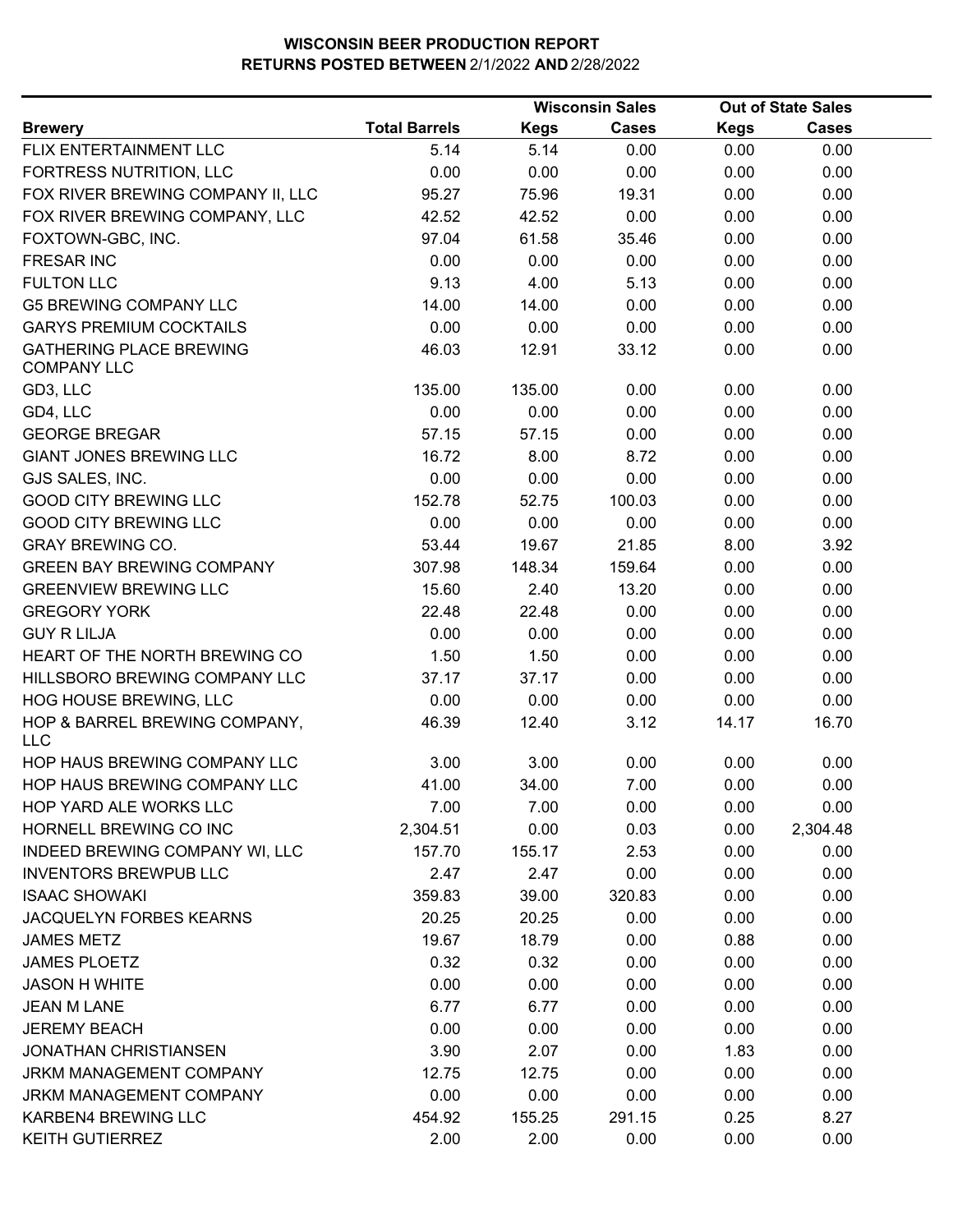# WISCONSIN BEER PRODUCTION REPORT
## RETURNS POSTED BETWEEN 2/1/2022 AND 2/28/2022

| | | Wisconsin Sales | | Out of State Sales | |
|---|---|---|---|---|---|
| **Brewery** | **Total Barrels** | **Kegs** | **Cases** | **Kegs** | **Cases** |
| FLIX ENTERTAINMENT LLC | 5.14 | 5.14 | 0.00 | 0.00 | 0.00 |
| FORTRESS NUTRITION, LLC | 0.00 | 0.00 | 0.00 | 0.00 | 0.00 |
| FOX RIVER BREWING COMPANY II, LLC | 95.27 | 75.96 | 19.31 | 0.00 | 0.00 |
| FOX RIVER BREWING COMPANY, LLC | 42.52 | 42.52 | 0.00 | 0.00 | 0.00 |
| FOXTOWN-GBC, INC. | 97.04 | 61.58 | 35.46 | 0.00 | 0.00 |
| FRESAR INC | 0.00 | 0.00 | 0.00 | 0.00 | 0.00 |
| FULTON LLC | 9.13 | 4.00 | 5.13 | 0.00 | 0.00 |
| G5 BREWING COMPANY LLC | 14.00 | 14.00 | 0.00 | 0.00 | 0.00 |
| GARYS PREMIUM COCKTAILS | 0.00 | 0.00 | 0.00 | 0.00 | 0.00 |
| GATHERING PLACE BREWING COMPANY LLC | 46.03 | 12.91 | 33.12 | 0.00 | 0.00 |
| GD3, LLC | 135.00 | 135.00 | 0.00 | 0.00 | 0.00 |
| GD4, LLC | 0.00 | 0.00 | 0.00 | 0.00 | 0.00 |
| GEORGE BREGAR | 57.15 | 57.15 | 0.00 | 0.00 | 0.00 |
| GIANT JONES BREWING LLC | 16.72 | 8.00 | 8.72 | 0.00 | 0.00 |
| GJS SALES, INC. | 0.00 | 0.00 | 0.00 | 0.00 | 0.00 |
| GOOD CITY BREWING LLC | 152.78 | 52.75 | 100.03 | 0.00 | 0.00 |
| GOOD CITY BREWING LLC | 0.00 | 0.00 | 0.00 | 0.00 | 0.00 |
| GRAY BREWING CO. | 53.44 | 19.67 | 21.85 | 8.00 | 3.92 |
| GREEN BAY BREWING COMPANY | 307.98 | 148.34 | 159.64 | 0.00 | 0.00 |
| GREENVIEW BREWING LLC | 15.60 | 2.40 | 13.20 | 0.00 | 0.00 |
| GREGORY YORK | 22.48 | 22.48 | 0.00 | 0.00 | 0.00 |
| GUY R LILJA | 0.00 | 0.00 | 0.00 | 0.00 | 0.00 |
| HEART OF THE NORTH BREWING CO | 1.50 | 1.50 | 0.00 | 0.00 | 0.00 |
| HILLSBORO BREWING COMPANY LLC | 37.17 | 37.17 | 0.00 | 0.00 | 0.00 |
| HOG HOUSE BREWING, LLC | 0.00 | 0.00 | 0.00 | 0.00 | 0.00 |
| HOP & BARREL BREWING COMPANY, LLC | 46.39 | 12.40 | 3.12 | 14.17 | 16.70 |
| HOP HAUS BREWING COMPANY LLC | 3.00 | 3.00 | 0.00 | 0.00 | 0.00 |
| HOP HAUS BREWING COMPANY LLC | 41.00 | 34.00 | 7.00 | 0.00 | 0.00 |
| HOP YARD ALE WORKS LLC | 7.00 | 7.00 | 0.00 | 0.00 | 0.00 |
| HORNELL BREWING CO INC | 2,304.51 | 0.00 | 0.03 | 0.00 | 2,304.48 |
| INDEED BREWING COMPANY WI, LLC | 157.70 | 155.17 | 2.53 | 0.00 | 0.00 |
| INVENTORS BREWPUB LLC | 2.47 | 2.47 | 0.00 | 0.00 | 0.00 |
| ISAAC SHOWAKI | 359.83 | 39.00 | 320.83 | 0.00 | 0.00 |
| JACQUELYN FORBES KEARNS | 20.25 | 20.25 | 0.00 | 0.00 | 0.00 |
| JAMES METZ | 19.67 | 18.79 | 0.00 | 0.88 | 0.00 |
| JAMES PLOETZ | 0.32 | 0.32 | 0.00 | 0.00 | 0.00 |
| JASON H WHITE | 0.00 | 0.00 | 0.00 | 0.00 | 0.00 |
| JEAN M LANE | 6.77 | 6.77 | 0.00 | 0.00 | 0.00 |
| JEREMY BEACH | 0.00 | 0.00 | 0.00 | 0.00 | 0.00 |
| JONATHAN CHRISTIANSEN | 3.90 | 2.07 | 0.00 | 1.83 | 0.00 |
| JRKM MANAGEMENT COMPANY | 12.75 | 12.75 | 0.00 | 0.00 | 0.00 |
| JRKM MANAGEMENT COMPANY | 0.00 | 0.00 | 0.00 | 0.00 | 0.00 |
| KARBEN4 BREWING LLC | 454.92 | 155.25 | 291.15 | 0.25 | 8.27 |
| KEITH GUTIERREZ | 2.00 | 2.00 | 0.00 | 0.00 | 0.00 |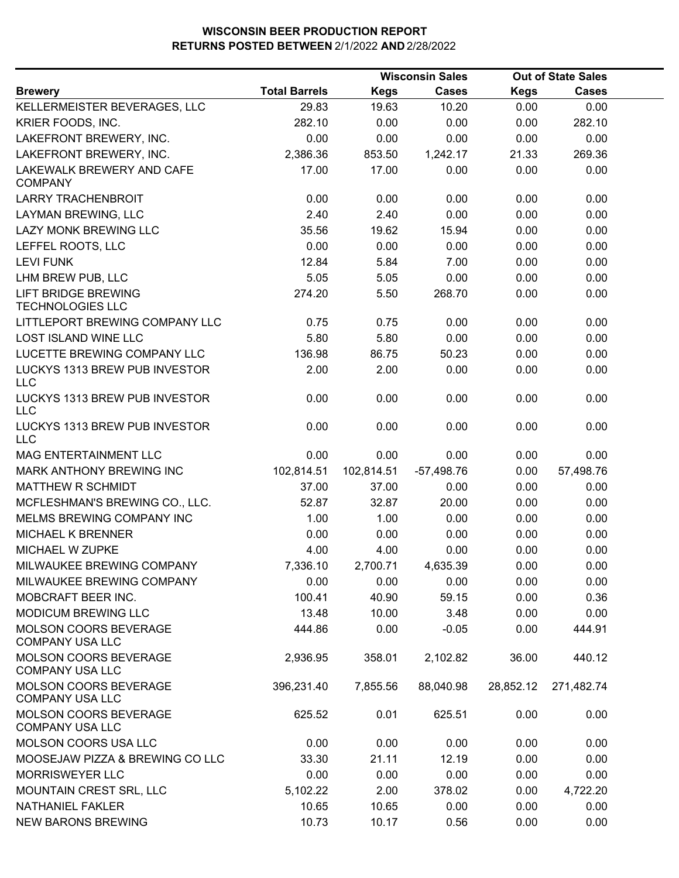# WISCONSIN BEER PRODUCTION REPORT
## RETURNS POSTED BETWEEN 2/1/2022 AND 2/28/2022

| | | Wisconsin Sales | | Out of State Sales | |
|---|---|---|---|---|---|
| **Brewery** | **Total Barrels** | **Kegs** | **Cases** | **Kegs** | **Cases** |
| KELLERMEISTER BEVERAGES, LLC | 29.83 | 19.63 | 10.20 | 0.00 | 0.00 |
| KRIER FOODS, INC. | 282.10 | 0.00 | 0.00 | 0.00 | 282.10 |
| LAKEFRONT BREWERY, INC. | 0.00 | 0.00 | 0.00 | 0.00 | 0.00 |
| LAKEFRONT BREWERY, INC. | 2,386.36 | 853.50 | 1,242.17 | 21.33 | 269.36 |
| LAKEWALK BREWERY AND CAFE COMPANY | 17.00 | 17.00 | 0.00 | 0.00 | 0.00 |
| LARRY TRACHENBROIT | 0.00 | 0.00 | 0.00 | 0.00 | 0.00 |
| LAYMAN BREWING, LLC | 2.40 | 2.40 | 0.00 | 0.00 | 0.00 |
| LAZY MONK BREWING LLC | 35.56 | 19.62 | 15.94 | 0.00 | 0.00 |
| LEFFEL ROOTS, LLC | 0.00 | 0.00 | 0.00 | 0.00 | 0.00 |
| LEVI FUNK | 12.84 | 5.84 | 7.00 | 0.00 | 0.00 |
| LHM BREW PUB, LLC | 5.05 | 5.05 | 0.00 | 0.00 | 0.00 |
| LIFT BRIDGE BREWING TECHNOLOGIES LLC | 274.20 | 5.50 | 268.70 | 0.00 | 0.00 |
| LITTLEPORT BREWING COMPANY LLC | 0.75 | 0.75 | 0.00 | 0.00 | 0.00 |
| LOST ISLAND WINE LLC | 5.80 | 5.80 | 0.00 | 0.00 | 0.00 |
| LUCETTE BREWING COMPANY LLC | 136.98 | 86.75 | 50.23 | 0.00 | 0.00 |
| LUCKYS 1313 BREW PUB INVESTOR LLC | 2.00 | 2.00 | 0.00 | 0.00 | 0.00 |
| LUCKYS 1313 BREW PUB INVESTOR LLC | 0.00 | 0.00 | 0.00 | 0.00 | 0.00 |
| LUCKYS 1313 BREW PUB INVESTOR LLC | 0.00 | 0.00 | 0.00 | 0.00 | 0.00 |
| MAG ENTERTAINMENT LLC | 0.00 | 0.00 | 0.00 | 0.00 | 0.00 |
| MARK ANTHONY BREWING INC | 102,814.51 | 102,814.51 | -57,498.76 | 0.00 | 57,498.76 |
| MATTHEW R SCHMIDT | 37.00 | 37.00 | 0.00 | 0.00 | 0.00 |
| MCFLESHMAN'S BREWING CO., LLC. | 52.87 | 32.87 | 20.00 | 0.00 | 0.00 |
| MELMS BREWING COMPANY INC | 1.00 | 1.00 | 0.00 | 0.00 | 0.00 |
| MICHAEL K BRENNER | 0.00 | 0.00 | 0.00 | 0.00 | 0.00 |
| MICHAEL W ZUPKE | 4.00 | 4.00 | 0.00 | 0.00 | 0.00 |
| MILWAUKEE BREWING COMPANY | 7,336.10 | 2,700.71 | 4,635.39 | 0.00 | 0.00 |
| MILWAUKEE BREWING COMPANY | 0.00 | 0.00 | 0.00 | 0.00 | 0.00 |
| MOBCRAFT BEER INC. | 100.41 | 40.90 | 59.15 | 0.00 | 0.36 |
| MODICUM BREWING LLC | 13.48 | 10.00 | 3.48 | 0.00 | 0.00 |
| MOLSON COORS BEVERAGE COMPANY USA LLC | 444.86 | 0.00 | -0.05 | 0.00 | 444.91 |
| MOLSON COORS BEVERAGE COMPANY USA LLC | 2,936.95 | 358.01 | 2,102.82 | 36.00 | 440.12 |
| MOLSON COORS BEVERAGE COMPANY USA LLC | 396,231.40 | 7,855.56 | 88,040.98 | 28,852.12 | 271,482.74 |
| MOLSON COORS BEVERAGE COMPANY USA LLC | 625.52 | 0.01 | 625.51 | 0.00 | 0.00 |
| MOLSON COORS USA LLC | 0.00 | 0.00 | 0.00 | 0.00 | 0.00 |
| MOOSEJAW PIZZA & BREWING CO LLC | 33.30 | 21.11 | 12.19 | 0.00 | 0.00 |
| MORRISWEYER LLC | 0.00 | 0.00 | 0.00 | 0.00 | 0.00 |
| MOUNTAIN CREST SRL, LLC | 5,102.22 | 2.00 | 378.02 | 0.00 | 4,722.20 |
| NATHANIEL FAKLER | 10.65 | 10.65 | 0.00 | 0.00 | 0.00 |
| NEW BARONS BREWING | 10.73 | 10.17 | 0.56 | 0.00 | 0.00 |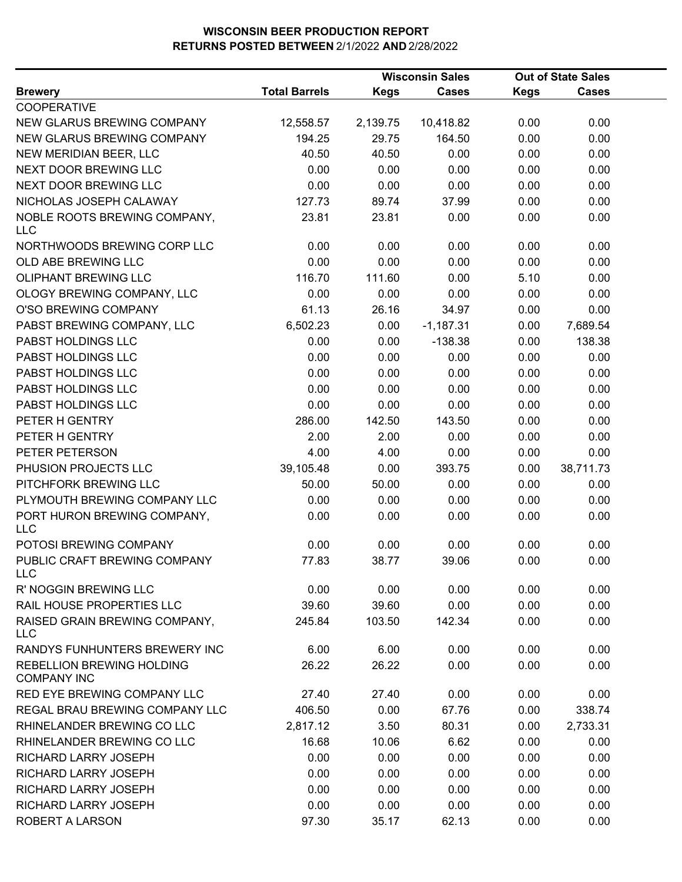# WISCONSIN BEER PRODUCTION REPORT
## RETURNS POSTED BETWEEN 2/1/2022 AND 2/28/2022

| | | Wisconsin Sales | | Out of State Sales | |
|---|---|---|---|---|---|
| **Brewery** | **Total Barrels** | **Kegs** | **Cases** | **Kegs** | **Cases** |
| COOPERATIVE | | | | | |
| NEW GLARUS BREWING COMPANY | 12,558.57 | 2,139.75 | 10,418.82 | 0.00 | 0.00 |
| NEW GLARUS BREWING COMPANY | 194.25 | 29.75 | 164.50 | 0.00 | 0.00 |
| NEW MERIDIAN BEER, LLC | 40.50 | 40.50 | 0.00 | 0.00 | 0.00 |
| NEXT DOOR BREWING LLC | 0.00 | 0.00 | 0.00 | 0.00 | 0.00 |
| NEXT DOOR BREWING LLC | 0.00 | 0.00 | 0.00 | 0.00 | 0.00 |
| NICHOLAS JOSEPH CALAWAY | 127.73 | 89.74 | 37.99 | 0.00 | 0.00 |
| NOBLE ROOTS BREWING COMPANY, LLC | 23.81 | 23.81 | 0.00 | 0.00 | 0.00 |
| NORTHWOODS BREWING CORP LLC | 0.00 | 0.00 | 0.00 | 0.00 | 0.00 |
| OLD ABE BREWING LLC | 0.00 | 0.00 | 0.00 | 0.00 | 0.00 |
| OLIPHANT BREWING LLC | 116.70 | 111.60 | 0.00 | 5.10 | 0.00 |
| OLOGY BREWING COMPANY, LLC | 0.00 | 0.00 | 0.00 | 0.00 | 0.00 |
| O'SO BREWING COMPANY | 61.13 | 26.16 | 34.97 | 0.00 | 0.00 |
| PABST BREWING COMPANY, LLC | 6,502.23 | 0.00 | -1,187.31 | 0.00 | 7,689.54 |
| PABST HOLDINGS LLC | 0.00 | 0.00 | -138.38 | 0.00 | 138.38 |
| PABST HOLDINGS LLC | 0.00 | 0.00 | 0.00 | 0.00 | 0.00 |
| PABST HOLDINGS LLC | 0.00 | 0.00 | 0.00 | 0.00 | 0.00 |
| PABST HOLDINGS LLC | 0.00 | 0.00 | 0.00 | 0.00 | 0.00 |
| PABST HOLDINGS LLC | 0.00 | 0.00 | 0.00 | 0.00 | 0.00 |
| PETER H GENTRY | 286.00 | 142.50 | 143.50 | 0.00 | 0.00 |
| PETER H GENTRY | 2.00 | 2.00 | 0.00 | 0.00 | 0.00 |
| PETER PETERSON | 4.00 | 4.00 | 0.00 | 0.00 | 0.00 |
| PHUSION PROJECTS LLC | 39,105.48 | 0.00 | 393.75 | 0.00 | 38,711.73 |
| PITCHFORK BREWING LLC | 50.00 | 50.00 | 0.00 | 0.00 | 0.00 |
| PLYMOUTH BREWING COMPANY LLC | 0.00 | 0.00 | 0.00 | 0.00 | 0.00 |
| PORT HURON BREWING COMPANY, LLC | 0.00 | 0.00 | 0.00 | 0.00 | 0.00 |
| POTOSI BREWING COMPANY | 0.00 | 0.00 | 0.00 | 0.00 | 0.00 |
| PUBLIC CRAFT BREWING COMPANY LLC | 77.83 | 38.77 | 39.06 | 0.00 | 0.00 |
| R' NOGGIN BREWING LLC | 0.00 | 0.00 | 0.00 | 0.00 | 0.00 |
| RAIL HOUSE PROPERTIES LLC | 39.60 | 39.60 | 0.00 | 0.00 | 0.00 |
| RAISED GRAIN BREWING COMPANY, LLC | 245.84 | 103.50 | 142.34 | 0.00 | 0.00 |
| RANDYS FUNHUNTERS BREWERY INC | 6.00 | 6.00 | 0.00 | 0.00 | 0.00 |
| REBELLION BREWING HOLDING COMPANY INC | 26.22 | 26.22 | 0.00 | 0.00 | 0.00 |
| RED EYE BREWING COMPANY LLC | 27.40 | 27.40 | 0.00 | 0.00 | 0.00 |
| REGAL BRAU BREWING COMPANY LLC | 406.50 | 0.00 | 67.76 | 0.00 | 338.74 |
| RHINELANDER BREWING CO LLC | 2,817.12 | 3.50 | 80.31 | 0.00 | 2,733.31 |
| RHINELANDER BREWING CO LLC | 16.68 | 10.06 | 6.62 | 0.00 | 0.00 |
| RICHARD LARRY JOSEPH | 0.00 | 0.00 | 0.00 | 0.00 | 0.00 |
| RICHARD LARRY JOSEPH | 0.00 | 0.00 | 0.00 | 0.00 | 0.00 |
| RICHARD LARRY JOSEPH | 0.00 | 0.00 | 0.00 | 0.00 | 0.00 |
| RICHARD LARRY JOSEPH | 0.00 | 0.00 | 0.00 | 0.00 | 0.00 |
| ROBERT A LARSON | 97.30 | 35.17 | 62.13 | 0.00 | 0.00 |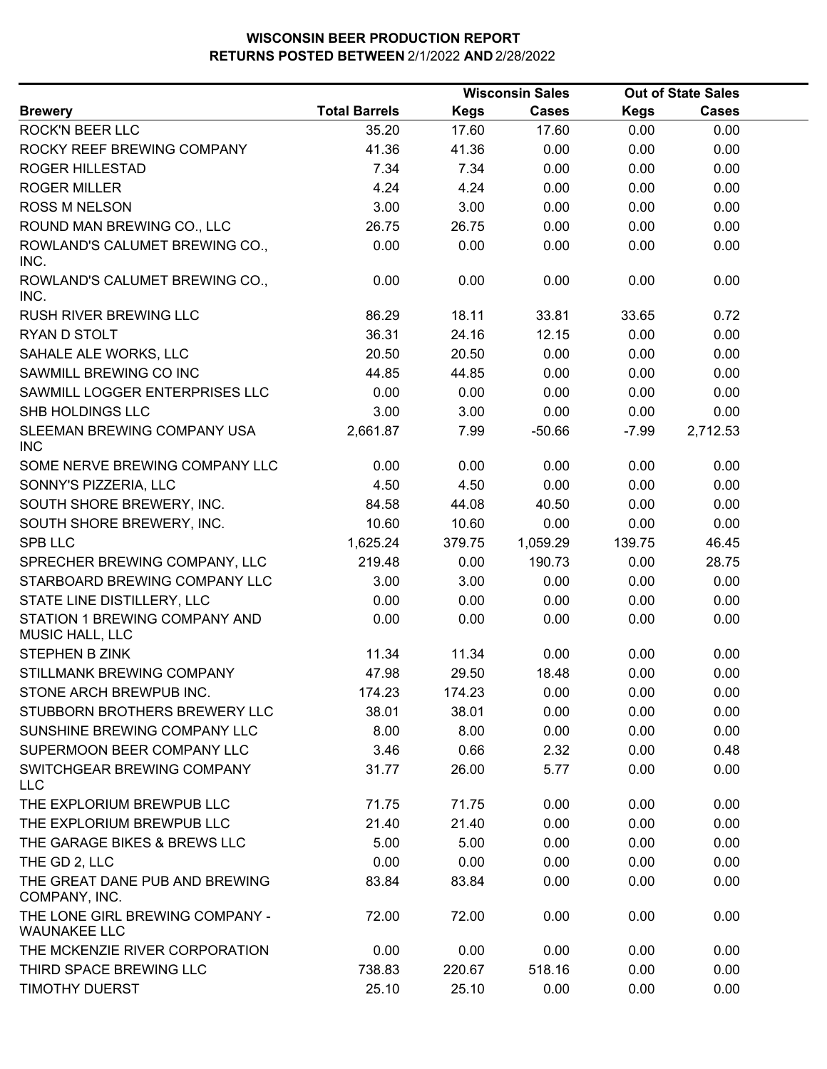# WISCONSIN BEER PRODUCTION REPORT
## RETURNS POSTED BETWEEN 2/1/2022 AND 2/28/2022

| | | Wisconsin Sales | | Out of State Sales | |
|---|---|---|---|---|---|
| **Brewery** | **Total Barrels** | **Kegs** | **Cases** | **Kegs** | **Cases** |
| ROCK'N BEER LLC | 35.20 | 17.60 | 17.60 | 0.00 | 0.00 |
| ROCKY REEF BREWING COMPANY | 41.36 | 41.36 | 0.00 | 0.00 | 0.00 |
| ROGER HILLESTAD | 7.34 | 7.34 | 0.00 | 0.00 | 0.00 |
| ROGER MILLER | 4.24 | 4.24 | 0.00 | 0.00 | 0.00 |
| ROSS M NELSON | 3.00 | 3.00 | 0.00 | 0.00 | 0.00 |
| ROUND MAN BREWING CO., LLC | 26.75 | 26.75 | 0.00 | 0.00 | 0.00 |
| ROWLAND'S CALUMET BREWING CO., INC. | 0.00 | 0.00 | 0.00 | 0.00 | 0.00 |
| ROWLAND'S CALUMET BREWING CO., INC. | 0.00 | 0.00 | 0.00 | 0.00 | 0.00 |
| RUSH RIVER BREWING LLC | 86.29 | 18.11 | 33.81 | 33.65 | 0.72 |
| RYAN D STOLT | 36.31 | 24.16 | 12.15 | 0.00 | 0.00 |
| SAHALE ALE WORKS, LLC | 20.50 | 20.50 | 0.00 | 0.00 | 0.00 |
| SAWMILL BREWING CO INC | 44.85 | 44.85 | 0.00 | 0.00 | 0.00 |
| SAWMILL LOGGER ENTERPRISES LLC | 0.00 | 0.00 | 0.00 | 0.00 | 0.00 |
| SHB HOLDINGS LLC | 3.00 | 3.00 | 0.00 | 0.00 | 0.00 |
| SLEEMAN BREWING COMPANY USA INC | 2,661.87 | 7.99 | -50.66 | -7.99 | 2,712.53 |
| SOME NERVE BREWING COMPANY LLC | 0.00 | 0.00 | 0.00 | 0.00 | 0.00 |
| SONNY'S PIZZERIA, LLC | 4.50 | 4.50 | 0.00 | 0.00 | 0.00 |
| SOUTH SHORE BREWERY, INC. | 84.58 | 44.08 | 40.50 | 0.00 | 0.00 |
| SOUTH SHORE BREWERY, INC. | 10.60 | 10.60 | 0.00 | 0.00 | 0.00 |
| SPB LLC | 1,625.24 | 379.75 | 1,059.29 | 139.75 | 46.45 |
| SPRECHER BREWING COMPANY, LLC | 219.48 | 0.00 | 190.73 | 0.00 | 28.75 |
| STARBOARD BREWING COMPANY LLC | 3.00 | 3.00 | 0.00 | 0.00 | 0.00 |
| STATE LINE DISTILLERY, LLC | 0.00 | 0.00 | 0.00 | 0.00 | 0.00 |
| STATION 1 BREWING COMPANY AND MUSIC HALL, LLC | 0.00 | 0.00 | 0.00 | 0.00 | 0.00 |
| STEPHEN B ZINK | 11.34 | 11.34 | 0.00 | 0.00 | 0.00 |
| STILLMANK BREWING COMPANY | 47.98 | 29.50 | 18.48 | 0.00 | 0.00 |
| STONE ARCH BREWPUB INC. | 174.23 | 174.23 | 0.00 | 0.00 | 0.00 |
| STUBBORN BROTHERS BREWERY LLC | 38.01 | 38.01 | 0.00 | 0.00 | 0.00 |
| SUNSHINE BREWING COMPANY LLC | 8.00 | 8.00 | 0.00 | 0.00 | 0.00 |
| SUPERMOON BEER COMPANY LLC | 3.46 | 0.66 | 2.32 | 0.00 | 0.48 |
| SWITCHGEAR BREWING COMPANY LLC | 31.77 | 26.00 | 5.77 | 0.00 | 0.00 |
| THE EXPLORIUM BREWPUB LLC | 71.75 | 71.75 | 0.00 | 0.00 | 0.00 |
| THE EXPLORIUM BREWPUB LLC | 21.40 | 21.40 | 0.00 | 0.00 | 0.00 |
| THE GARAGE BIKES & BREWS LLC | 5.00 | 5.00 | 0.00 | 0.00 | 0.00 |
| THE GD 2, LLC | 0.00 | 0.00 | 0.00 | 0.00 | 0.00 |
| THE GREAT DANE PUB AND BREWING COMPANY, INC. | 83.84 | 83.84 | 0.00 | 0.00 | 0.00 |
| THE LONE GIRL BREWING COMPANY - WAUNAKEE LLC | 72.00 | 72.00 | 0.00 | 0.00 | 0.00 |
| THE MCKENZIE RIVER CORPORATION | 0.00 | 0.00 | 0.00 | 0.00 | 0.00 |
| THIRD SPACE BREWING LLC | 738.83 | 220.67 | 518.16 | 0.00 | 0.00 |
| TIMOTHY DUERST | 25.10 | 25.10 | 0.00 | 0.00 | 0.00 |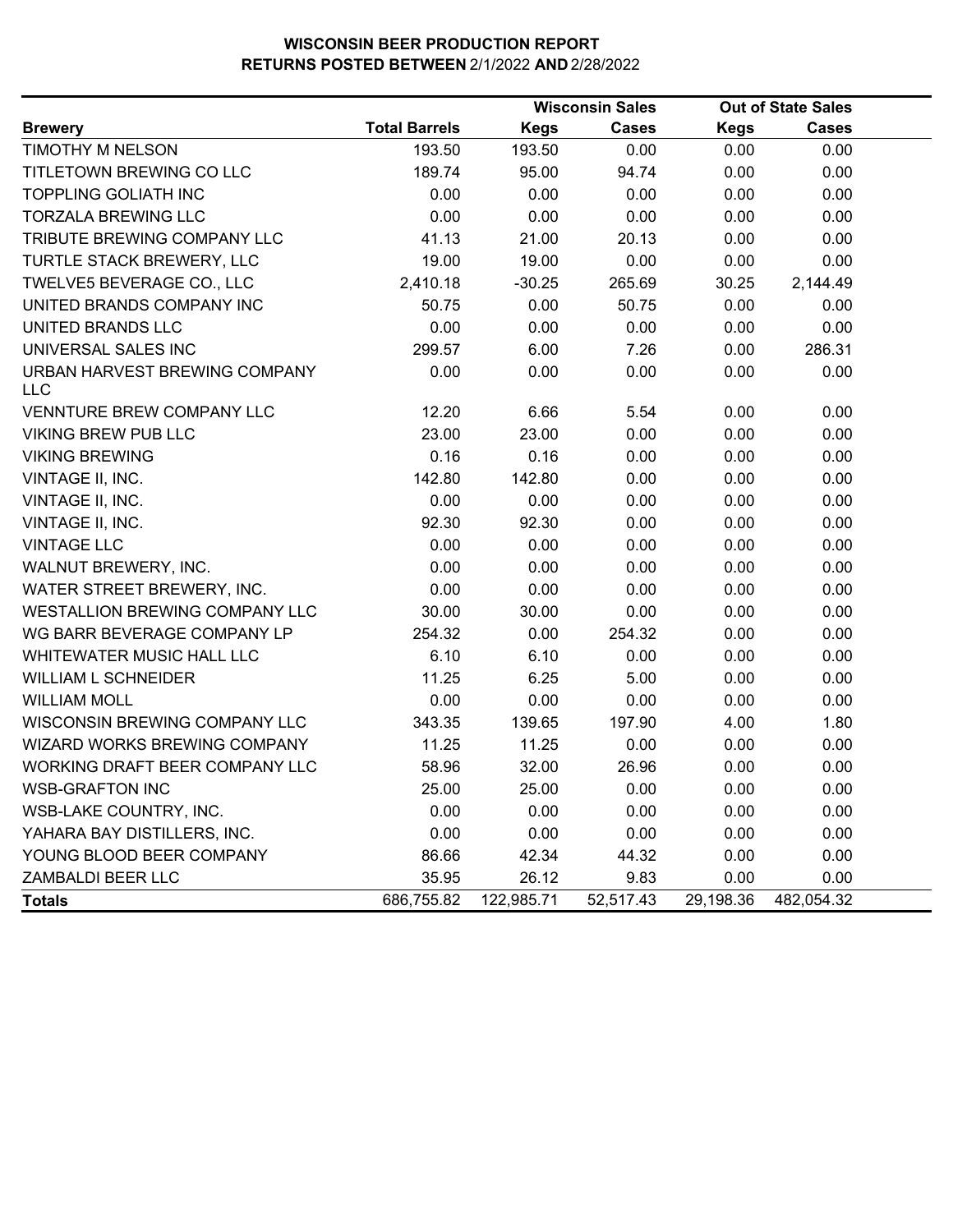# WISCONSIN BEER PRODUCTION REPORT
## RETURNS POSTED BETWEEN 2/1/2022 AND 2/28/2022

| | | Wisconsin Sales | | Out of State Sales | |
|---|---|---|---|---|---|
| **Brewery** | **Total Barrels** | **Kegs** | **Cases** | **Kegs** | **Cases** |
| TIMOTHY M NELSON | 193.50 | 193.50 | 0.00 | 0.00 | 0.00 |
| TITLETOWN BREWING CO LLC | 189.74 | 95.00 | 94.74 | 0.00 | 0.00 |
| TOPPLING GOLIATH INC | 0.00 | 0.00 | 0.00 | 0.00 | 0.00 |
| TORZALA BREWING LLC | 0.00 | 0.00 | 0.00 | 0.00 | 0.00 |
| TRIBUTE BREWING COMPANY LLC | 41.13 | 21.00 | 20.13 | 0.00 | 0.00 |
| TURTLE STACK BREWERY, LLC | 19.00 | 19.00 | 0.00 | 0.00 | 0.00 |
| TWELVE5 BEVERAGE CO., LLC | 2,410.18 | -30.25 | 265.69 | 30.25 | 2,144.49 |
| UNITED BRANDS COMPANY INC | 50.75 | 0.00 | 50.75 | 0.00 | 0.00 |
| UNITED BRANDS LLC | 0.00 | 0.00 | 0.00 | 0.00 | 0.00 |
| UNIVERSAL SALES INC | 299.57 | 6.00 | 7.26 | 0.00 | 286.31 |
| URBAN HARVEST BREWING COMPANY LLC | 0.00 | 0.00 | 0.00 | 0.00 | 0.00 |
| VENNTURE BREW COMPANY LLC | 12.20 | 6.66 | 5.54 | 0.00 | 0.00 |
| VIKING BREW PUB LLC | 23.00 | 23.00 | 0.00 | 0.00 | 0.00 |
| VIKING BREWING | 0.16 | 0.16 | 0.00 | 0.00 | 0.00 |
| VINTAGE II, INC. | 142.80 | 142.80 | 0.00 | 0.00 | 0.00 |
| VINTAGE II, INC. | 0.00 | 0.00 | 0.00 | 0.00 | 0.00 |
| VINTAGE II, INC. | 92.30 | 92.30 | 0.00 | 0.00 | 0.00 |
| VINTAGE LLC | 0.00 | 0.00 | 0.00 | 0.00 | 0.00 |
| WALNUT BREWERY, INC. | 0.00 | 0.00 | 0.00 | 0.00 | 0.00 |
| WATER STREET BREWERY, INC. | 0.00 | 0.00 | 0.00 | 0.00 | 0.00 |
| WESTALLION BREWING COMPANY LLC | 30.00 | 30.00 | 0.00 | 0.00 | 0.00 |
| WG BARR BEVERAGE COMPANY LP | 254.32 | 0.00 | 254.32 | 0.00 | 0.00 |
| WHITEWATER MUSIC HALL LLC | 6.10 | 6.10 | 0.00 | 0.00 | 0.00 |
| WILLIAM L SCHNEIDER | 11.25 | 6.25 | 5.00 | 0.00 | 0.00 |
| WILLIAM MOLL | 0.00 | 0.00 | 0.00 | 0.00 | 0.00 |
| WISCONSIN BREWING COMPANY LLC | 343.35 | 139.65 | 197.90 | 4.00 | 1.80 |
| WIZARD WORKS BREWING COMPANY | 11.25 | 11.25 | 0.00 | 0.00 | 0.00 |
| WORKING DRAFT BEER COMPANY LLC | 58.96 | 32.00 | 26.96 | 0.00 | 0.00 |
| WSB-GRAFTON INC | 25.00 | 25.00 | 0.00 | 0.00 | 0.00 |
| WSB-LAKE COUNTRY, INC. | 0.00 | 0.00 | 0.00 | 0.00 | 0.00 |
| YAHARA BAY DISTILLERS, INC. | 0.00 | 0.00 | 0.00 | 0.00 | 0.00 |
| YOUNG BLOOD BEER COMPANY | 86.66 | 42.34 | 44.32 | 0.00 | 0.00 |
| ZAMBALDI BEER LLC | 35.95 | 26.12 | 9.83 | 0.00 | 0.00 |
| **Totals** | 686,755.82 | 122,985.71 | 52,517.43 | 29,198.36 | 482,054.32 |